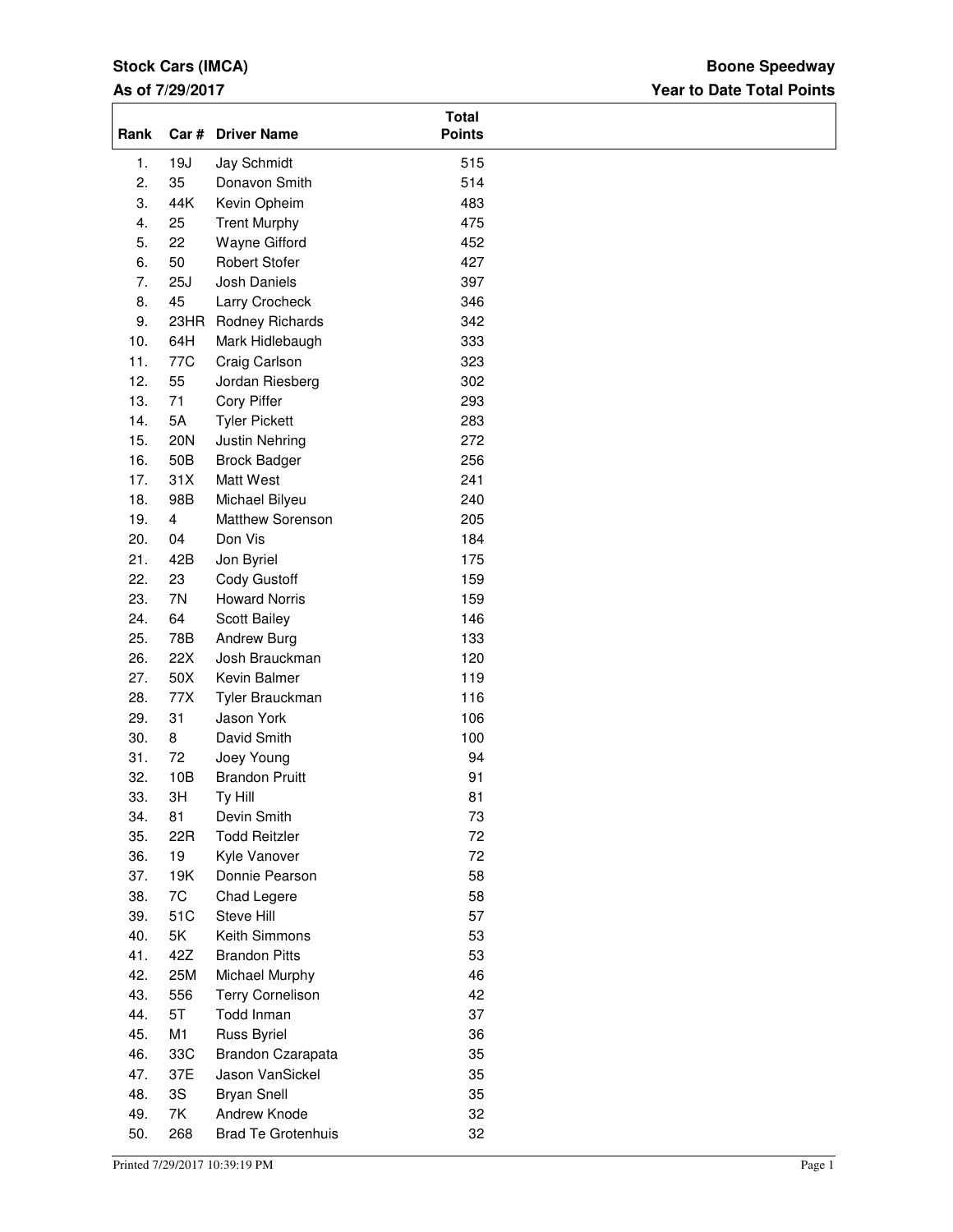**Stock Cars (IMCA)**

**As of 7/29/2017**

**Boone Speedway**

**Year to Date Total Points**

| Rank | Car # | Driver Name | Total Points |
|---|---|---|---|
| 1. | 19J | Jay Schmidt | 515 |
| 2. | 35 | Donavon Smith | 514 |
| 3. | 44K | Kevin Opheim | 483 |
| 4. | 25 | Trent Murphy | 475 |
| 5. | 22 | Wayne Gifford | 452 |
| 6. | 50 | Robert Stofer | 427 |
| 7. | 25J | Josh Daniels | 397 |
| 8. | 45 | Larry Crocheck | 346 |
| 9. | 23HR | Rodney Richards | 342 |
| 10. | 64H | Mark Hidlebaugh | 333 |
| 11. | 77C | Craig Carlson | 323 |
| 12. | 55 | Jordan Riesberg | 302 |
| 13. | 71 | Cory Piffer | 293 |
| 14. | 5A | Tyler Pickett | 283 |
| 15. | 20N | Justin Nehring | 272 |
| 16. | 50B | Brock Badger | 256 |
| 17. | 31X | Matt West | 241 |
| 18. | 98B | Michael Bilyeu | 240 |
| 19. | 4 | Matthew Sorenson | 205 |
| 20. | 04 | Don Vis | 184 |
| 21. | 42B | Jon Byriel | 175 |
| 22. | 23 | Cody Gustoff | 159 |
| 23. | 7N | Howard Norris | 159 |
| 24. | 64 | Scott Bailey | 146 |
| 25. | 78B | Andrew Burg | 133 |
| 26. | 22X | Josh Brauckman | 120 |
| 27. | 50X | Kevin Balmer | 119 |
| 28. | 77X | Tyler Brauckman | 116 |
| 29. | 31 | Jason York | 106 |
| 30. | 8 | David Smith | 100 |
| 31. | 72 | Joey Young | 94 |
| 32. | 10B | Brandon Pruitt | 91 |
| 33. | 3H | Ty Hill | 81 |
| 34. | 81 | Devin Smith | 73 |
| 35. | 22R | Todd Reitzler | 72 |
| 36. | 19 | Kyle Vanover | 72 |
| 37. | 19K | Donnie Pearson | 58 |
| 38. | 7C | Chad Legere | 58 |
| 39. | 51C | Steve Hill | 57 |
| 40. | 5K | Keith Simmons | 53 |
| 41. | 42Z | Brandon Pitts | 53 |
| 42. | 25M | Michael Murphy | 46 |
| 43. | 556 | Terry Cornelison | 42 |
| 44. | 5T | Todd Inman | 37 |
| 45. | M1 | Russ Byriel | 36 |
| 46. | 33C | Brandon Czarapata | 35 |
| 47. | 37E | Jason VanSickel | 35 |
| 48. | 3S | Bryan Snell | 35 |
| 49. | 7K | Andrew Knode | 32 |
| 50. | 268 | Brad Te Grotenhuis | 32 |

Printed 7/29/2017 10:39:19 PM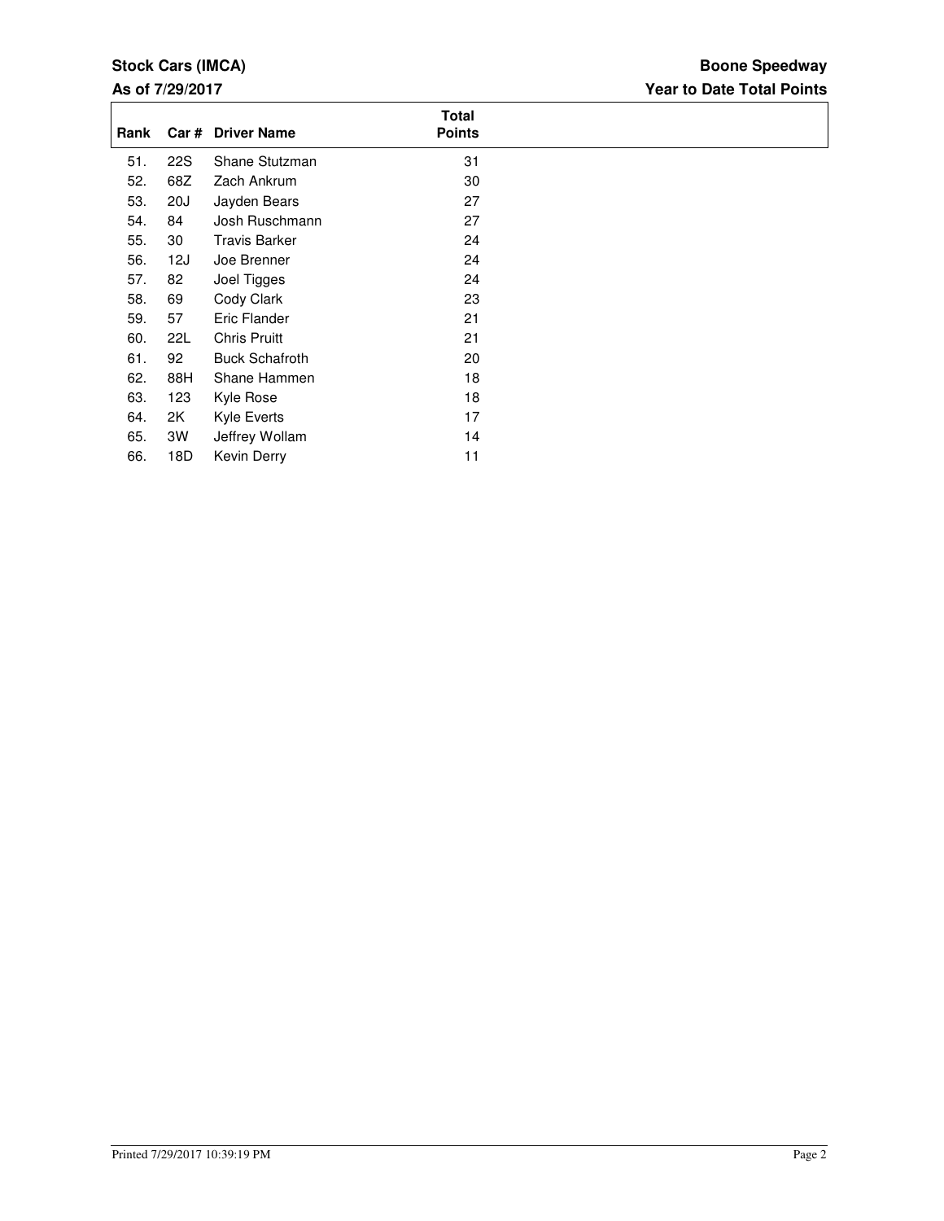**Stock Cars (IMCA)**

**As of 7/29/2017**

**Boone Speedway**

**Year to Date Total Points**

| Rank | Car # | Driver Name | Total Points |
|---|---|---|---|
| 51. | 22S | Shane Stutzman | 31 |
| 52. | 68Z | Zach Ankrum | 30 |
| 53. | 20J | Jayden Bears | 27 |
| 54. | 84 | Josh Ruschmann | 27 |
| 55. | 30 | Travis Barker | 24 |
| 56. | 12J | Joe Brenner | 24 |
| 57. | 82 | Joel Tigges | 24 |
| 58. | 69 | Cody Clark | 23 |
| 59. | 57 | Eric Flander | 21 |
| 60. | 22L | Chris Pruitt | 21 |
| 61. | 92 | Buck Schafroth | 20 |
| 62. | 88H | Shane Hammen | 18 |
| 63. | 123 | Kyle Rose | 18 |
| 64. | 2K | Kyle Everts | 17 |
| 65. | 3W | Jeffrey Wollam | 14 |
| 66. | 18D | Kevin Derry | 11 |

Printed 7/29/2017 10:39:19 PM